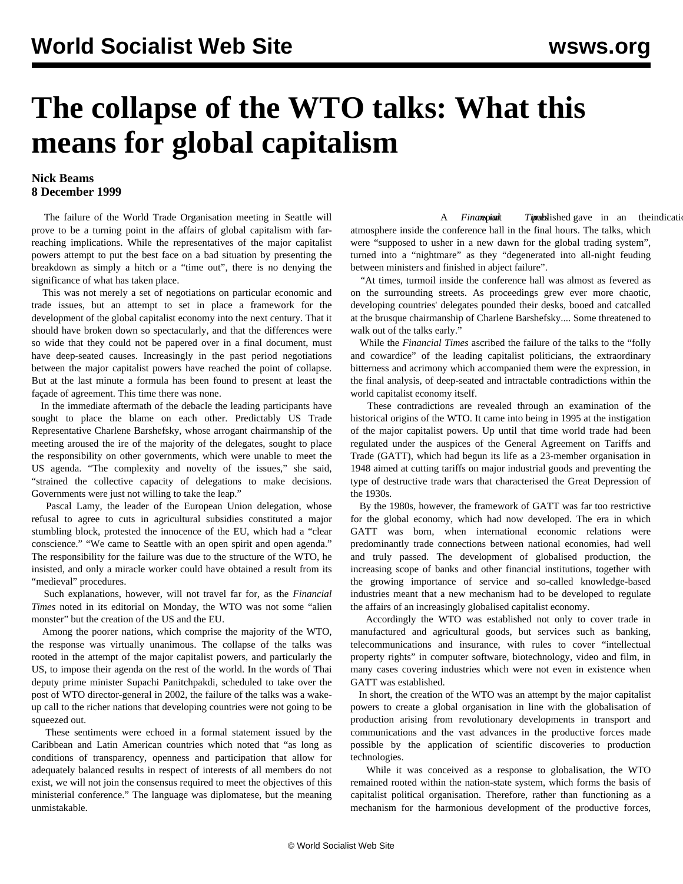# The collapse of the WTO talks: What this means for global capitalism

**Nick Beams**
**8 December 1999**

The failure of the World Trade Organisation meeting in Seattle will prove to be a turning point in the affairs of global capitalism with far-reaching implications. While the representatives of the major capitalist powers attempt to put the best face on a bad situation by presenting the breakdown as simply a hitch or a "time out", there is no denying the significance of what has taken place.

This was not merely a set of negotiations on particular economic and trade issues, but an attempt to set in place a framework for the development of the global capitalist economy into the next century. That it should have broken down so spectacularly, and that the differences were so wide that they could not be papered over in a final document, must have deep-seated causes. Increasingly in the past period negotiations between the major capitalist powers have reached the point of collapse. But at the last minute a formula has been found to present at least the façade of agreement. This time there was none.

In the immediate aftermath of the debacle the leading participants have sought to place the blame on each other. Predictably US Trade Representative Charlene Barshefsky, whose arrogant chairmanship of the meeting aroused the ire of the majority of the delegates, sought to place the responsibility on other governments, which were unable to meet the US agenda. "The complexity and novelty of the issues," she said, "strained the collective capacity of delegations to make decisions. Governments were just not willing to take the leap."

Pascal Lamy, the leader of the European Union delegation, whose refusal to agree to cuts in agricultural subsidies constituted a major stumbling block, protested the innocence of the EU, which had a "clear conscience." "We came to Seattle with an open spirit and open agenda." The responsibility for the failure was due to the structure of the WTO, he insisted, and only a miracle worker could have obtained a result from its "medieval" procedures.

Such explanations, however, will not travel far for, as the *Financial Times* noted in its editorial on Monday, the WTO was not some "alien monster" but the creation of the US and the EU.

Among the poorer nations, which comprise the majority of the WTO, the response was virtually unanimous. The collapse of the talks was rooted in the attempt of the major capitalist powers, and particularly the US, to impose their agenda on the rest of the world. In the words of Thai deputy prime minister Supachi Panitchpakdi, scheduled to take over the post of WTO director-general in 2002, the failure of the talks was a wake-up call to the richer nations that developing countries were not going to be squeezed out.

These sentiments were echoed in a formal statement issued by the Caribbean and Latin American countries which noted that "as long as conditions of transparency, openness and participation that allow for adequately balanced results in respect of interests of all members do not exist, we will not join the consensus required to meet the objectives of this ministerial conference." The language was diplomatese, but the meaning unmistakable.

A *Financial Times* report published gave an indication of the atmosphere inside the conference hall in the final hours. The talks, which were "supposed to usher in a new dawn for the global trading system", turned into a "nightmare" as they "degenerated into all-night feuding between ministers and finished in abject failure".

"At times, turmoil inside the conference hall was almost as fevered as on the surrounding streets. As proceedings grew ever more chaotic, developing countries' delegates pounded their desks, booed and catcalled at the brusque chairmanship of Charlene Barshefsky.... Some threatened to walk out of the talks early."

While the *Financial Times* ascribed the failure of the talks to the "folly and cowardice" of the leading capitalist politicians, the extraordinary bitterness and acrimony which accompanied them were the expression, in the final analysis, of deep-seated and intractable contradictions within the world capitalist economy itself.

These contradictions are revealed through an examination of the historical origins of the WTO. It came into being in 1995 at the instigation of the major capitalist powers. Up until that time world trade had been regulated under the auspices of the General Agreement on Tariffs and Trade (GATT), which had begun its life as a 23-member organisation in 1948 aimed at cutting tariffs on major industrial goods and preventing the type of destructive trade wars that characterised the Great Depression of the 1930s.

By the 1980s, however, the framework of GATT was far too restrictive for the global economy, which had now developed. The era in which GATT was born, when international economic relations were predominantly trade connections between national economies, had well and truly passed. The development of globalised production, the increasing scope of banks and other financial institutions, together with the growing importance of service and so-called knowledge-based industries meant that a new mechanism had to be developed to regulate the affairs of an increasingly globalised capitalist economy.

Accordingly the WTO was established not only to cover trade in manufactured and agricultural goods, but services such as banking, telecommunications and insurance, with rules to cover "intellectual property rights" in computer software, biotechnology, video and film, in many cases covering industries which were not even in existence when GATT was established.

In short, the creation of the WTO was an attempt by the major capitalist powers to create a global organisation in line with the globalisation of production arising from revolutionary developments in transport and communications and the vast advances in the productive forces made possible by the application of scientific discoveries to production technologies.

While it was conceived as a response to globalisation, the WTO remained rooted within the nation-state system, which forms the basis of capitalist political organisation. Therefore, rather than functioning as a mechanism for the harmonious development of the productive forces,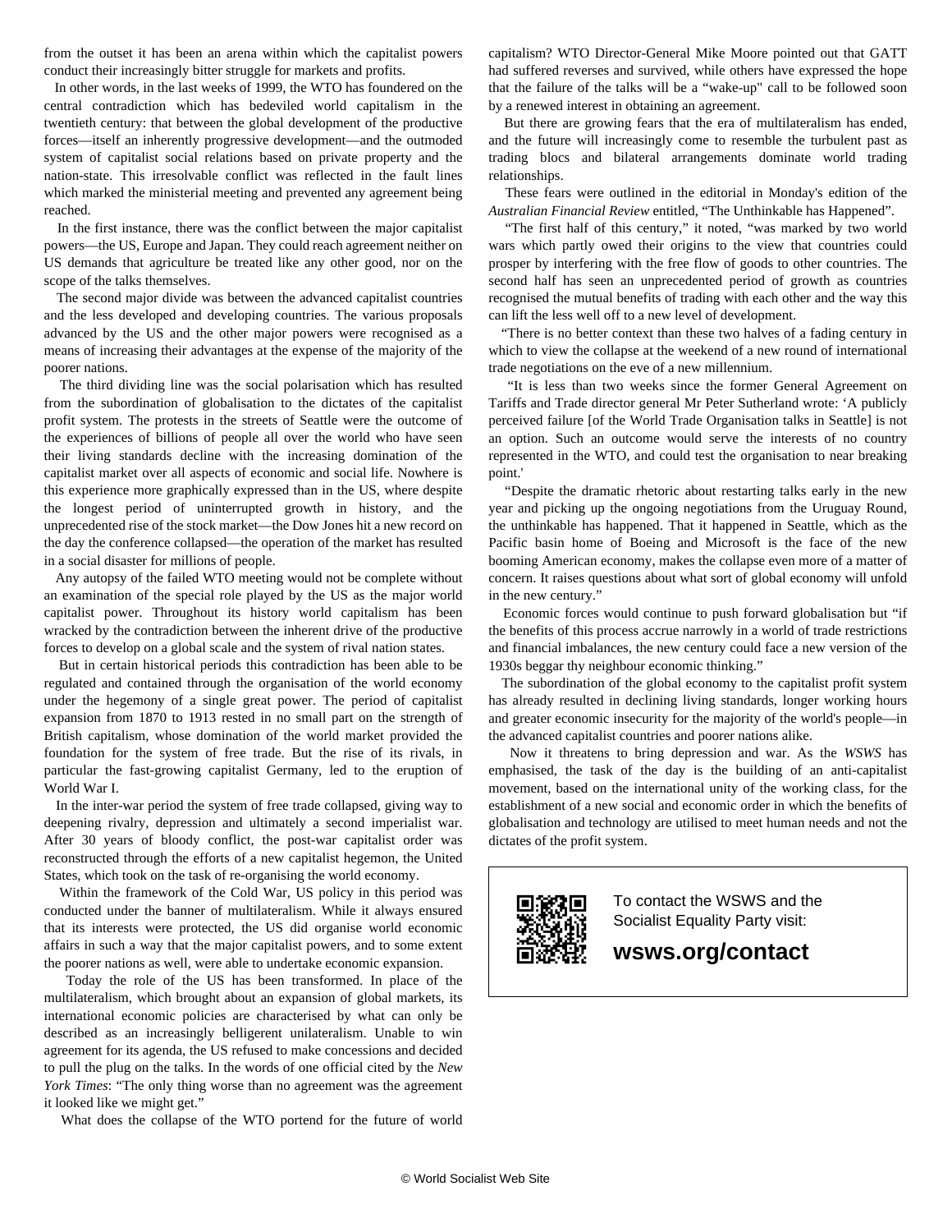from the outset it has been an arena within which the capitalist powers conduct their increasingly bitter struggle for markets and profits.

In other words, in the last weeks of 1999, the WTO has foundered on the central contradiction which has bedeviled world capitalism in the twentieth century: that between the global development of the productive forces—itself an inherently progressive development—and the outmoded system of capitalist social relations based on private property and the nation-state. This irresolvable conflict was reflected in the fault lines which marked the ministerial meeting and prevented any agreement being reached.

In the first instance, there was the conflict between the major capitalist powers—the US, Europe and Japan. They could reach agreement neither on US demands that agriculture be treated like any other good, nor on the scope of the talks themselves.

The second major divide was between the advanced capitalist countries and the less developed and developing countries. The various proposals advanced by the US and the other major powers were recognised as a means of increasing their advantages at the expense of the majority of the poorer nations.

The third dividing line was the social polarisation which has resulted from the subordination of globalisation to the dictates of the capitalist profit system. The protests in the streets of Seattle were the outcome of the experiences of billions of people all over the world who have seen their living standards decline with the increasing domination of the capitalist market over all aspects of economic and social life. Nowhere is this experience more graphically expressed than in the US, where despite the longest period of uninterrupted growth in history, and the unprecedented rise of the stock market—the Dow Jones hit a new record on the day the conference collapsed—the operation of the market has resulted in a social disaster for millions of people.

Any autopsy of the failed WTO meeting would not be complete without an examination of the special role played by the US as the major world capitalist power. Throughout its history world capitalism has been wracked by the contradiction between the inherent drive of the productive forces to develop on a global scale and the system of rival nation states.

But in certain historical periods this contradiction has been able to be regulated and contained through the organisation of the world economy under the hegemony of a single great power. The period of capitalist expansion from 1870 to 1913 rested in no small part on the strength of British capitalism, whose domination of the world market provided the foundation for the system of free trade. But the rise of its rivals, in particular the fast-growing capitalist Germany, led to the eruption of World War I.

In the inter-war period the system of free trade collapsed, giving way to deepening rivalry, depression and ultimately a second imperialist war. After 30 years of bloody conflict, the post-war capitalist order was reconstructed through the efforts of a new capitalist hegemon, the United States, which took on the task of re-organising the world economy.

Within the framework of the Cold War, US policy in this period was conducted under the banner of multilateralism. While it always ensured that its interests were protected, the US did organise world economic affairs in such a way that the major capitalist powers, and to some extent the poorer nations as well, were able to undertake economic expansion.

Today the role of the US has been transformed. In place of the multilateralism, which brought about an expansion of global markets, its international economic policies are characterised by what can only be described as an increasingly belligerent unilateralism. Unable to win agreement for its agenda, the US refused to make concessions and decided to pull the plug on the talks. In the words of one official cited by the *New York Times*: "The only thing worse than no agreement was the agreement it looked like we might get."

What does the collapse of the WTO portend for the future of world capitalism? WTO Director-General Mike Moore pointed out that GATT had suffered reverses and survived, while others have expressed the hope that the failure of the talks will be a "wake-up" call to be followed soon by a renewed interest in obtaining an agreement.

But there are growing fears that the era of multilateralism has ended, and the future will increasingly come to resemble the turbulent past as trading blocs and bilateral arrangements dominate world trading relationships.

These fears were outlined in the editorial in Monday's edition of the *Australian Financial Review* entitled, "The Unthinkable has Happened".

"The first half of this century," it noted, "was marked by two world wars which partly owed their origins to the view that countries could prosper by interfering with the free flow of goods to other countries. The second half has seen an unprecedented period of growth as countries recognised the mutual benefits of trading with each other and the way this can lift the less well off to a new level of development.

"There is no better context than these two halves of a fading century in which to view the collapse at the weekend of a new round of international trade negotiations on the eve of a new millennium.

"It is less than two weeks since the former General Agreement on Tariffs and Trade director general Mr Peter Sutherland wrote: 'A publicly perceived failure [of the World Trade Organisation talks in Seattle] is not an option. Such an outcome would serve the interests of no country represented in the WTO, and could test the organisation to near breaking point.'

"Despite the dramatic rhetoric about restarting talks early in the new year and picking up the ongoing negotiations from the Uruguay Round, the unthinkable has happened. That it happened in Seattle, which as the Pacific basin home of Boeing and Microsoft is the face of the new booming American economy, makes the collapse even more of a matter of concern. It raises questions about what sort of global economy will unfold in the new century."

Economic forces would continue to push forward globalisation but "if the benefits of this process accrue narrowly in a world of trade restrictions and financial imbalances, the new century could face a new version of the 1930s beggar thy neighbour economic thinking."

The subordination of the global economy to the capitalist profit system has already resulted in declining living standards, longer working hours and greater economic insecurity for the majority of the world's people—in the advanced capitalist countries and poorer nations alike.

Now it threatens to bring depression and war. As the *WSWS* has emphasised, the task of the day is the building of an anti-capitalist movement, based on the international unity of the working class, for the establishment of a new social and economic order in which the benefits of globalisation and technology are utilised to meet human needs and not the dictates of the profit system.

To contact the WSWS and the Socialist Equality Party visit:

**wsws.org/contact**